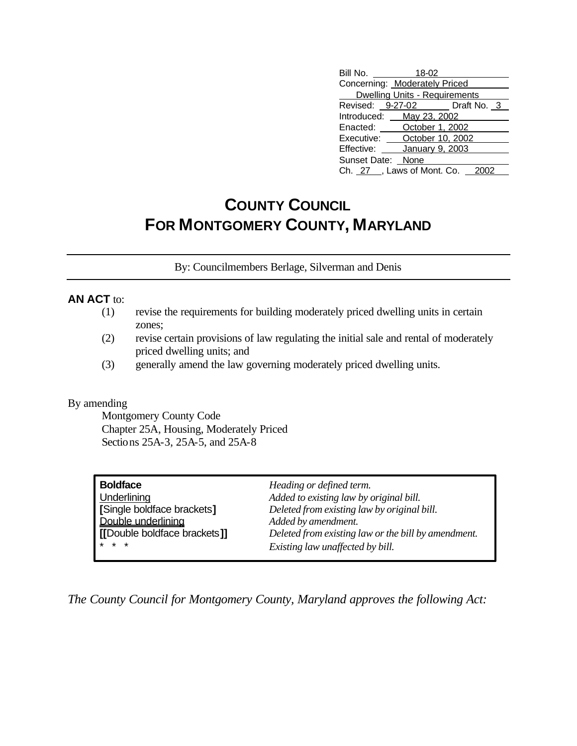| | |
|---|---|
| Bill No. | 18-02 |
| Concerning: | Moderately Priced Dwelling Units - Requirements |
| Revised: | 9-27-02 Draft No. 3 |
| Introduced: | May 23, 2002 |
| Enacted: | October 1, 2002 |
| Executive: | October 10, 2002 |
| Effective: | January 9, 2003 |
| Sunset Date: | None |
| Ch. 27, Laws of Mont. Co. | 2002 |

# COUNTY COUNCIL
# FOR MONTGOMERY COUNTY, MARYLAND

By: Councilmembers Berlage, Silverman and Denis

**AN ACT** to:

(1) revise the requirements for building moderately priced dwelling units in certain zones;

(2) revise certain provisions of law regulating the initial sale and rental of moderately priced dwelling units; and

(3) generally amend the law governing moderately priced dwelling units.

By amending

Montgomery County Code
Chapter 25A, Housing, Moderately Priced
Sections 25A-3, 25A-5, and 25A-8

| | |
|---|---|
| **Boldface** | *Heading or defined term.* |
| Underlining | *Added to existing law by original bill.* |
| **[**Single boldface brackets**]** | *Deleted from existing law by original bill.* |
| Double underlining | *Added by amendment.* |
| **[[**Double boldface brackets**]]** | *Deleted from existing law or the bill by amendment.* |
| * * * | *Existing law unaffected by bill.* |

*The County Council for Montgomery County, Maryland approves the following Act:*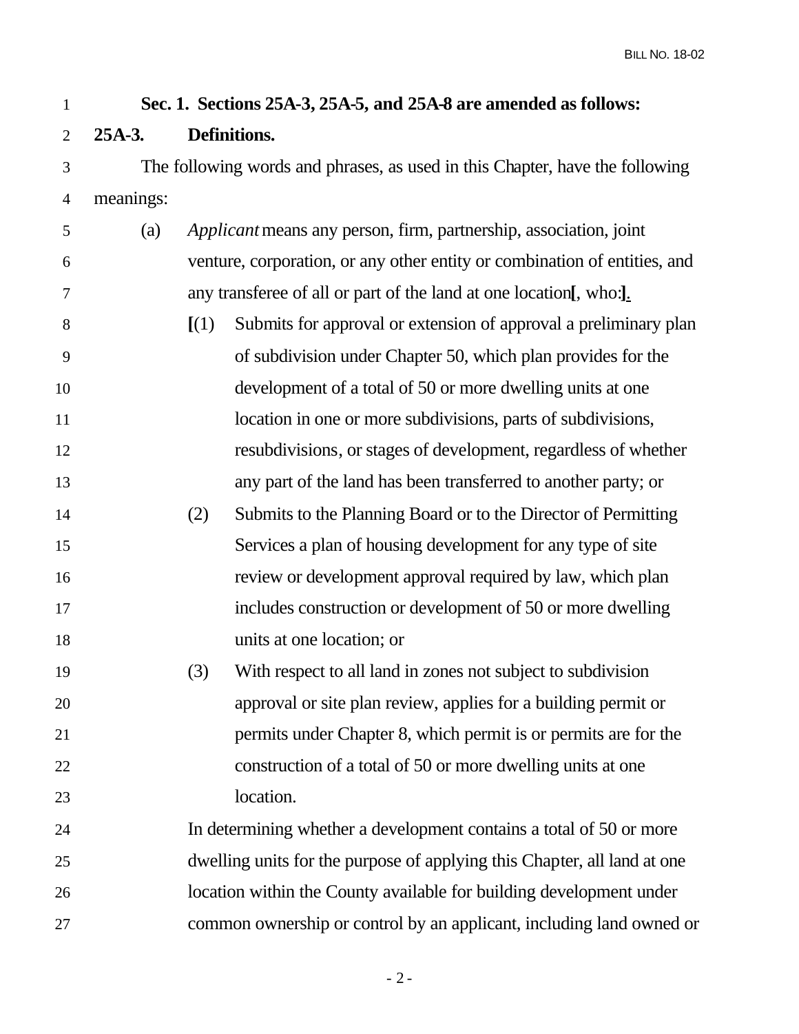**Sec. 1. Sections 25A-3, 25A-5, and 25A-8 are amended as follows:**

**25A-3. Definitions.**

The following words and phrases, as used in this Chapter, have the following meanings:

(a) *Applicant* means any person, firm, partnership, association, joint venture, corporation, or any other entity or combination of entities, and any transferee of all or part of the land at one location**[**, who:**]**.

**[**(1) Submits for approval or extension of approval a preliminary plan of subdivision under Chapter 50, which plan provides for the development of a total of 50 or more dwelling units at one location in one or more subdivisions, parts of subdivisions, resubdivisions, or stages of development, regardless of whether any part of the land has been transferred to another party; or

(2) Submits to the Planning Board or to the Director of Permitting Services a plan of housing development for any type of site review or development approval required by law, which plan includes construction or development of 50 or more dwelling units at one location; or

(3) With respect to all land in zones not subject to subdivision approval or site plan review, applies for a building permit or permits under Chapter 8, which permit is or permits are for the construction of a total of 50 or more dwelling units at one location.

In determining whether a development contains a total of 50 or more dwelling units for the purpose of applying this Chapter, all land at one location within the County available for building development under common ownership or control by an applicant, including land owned or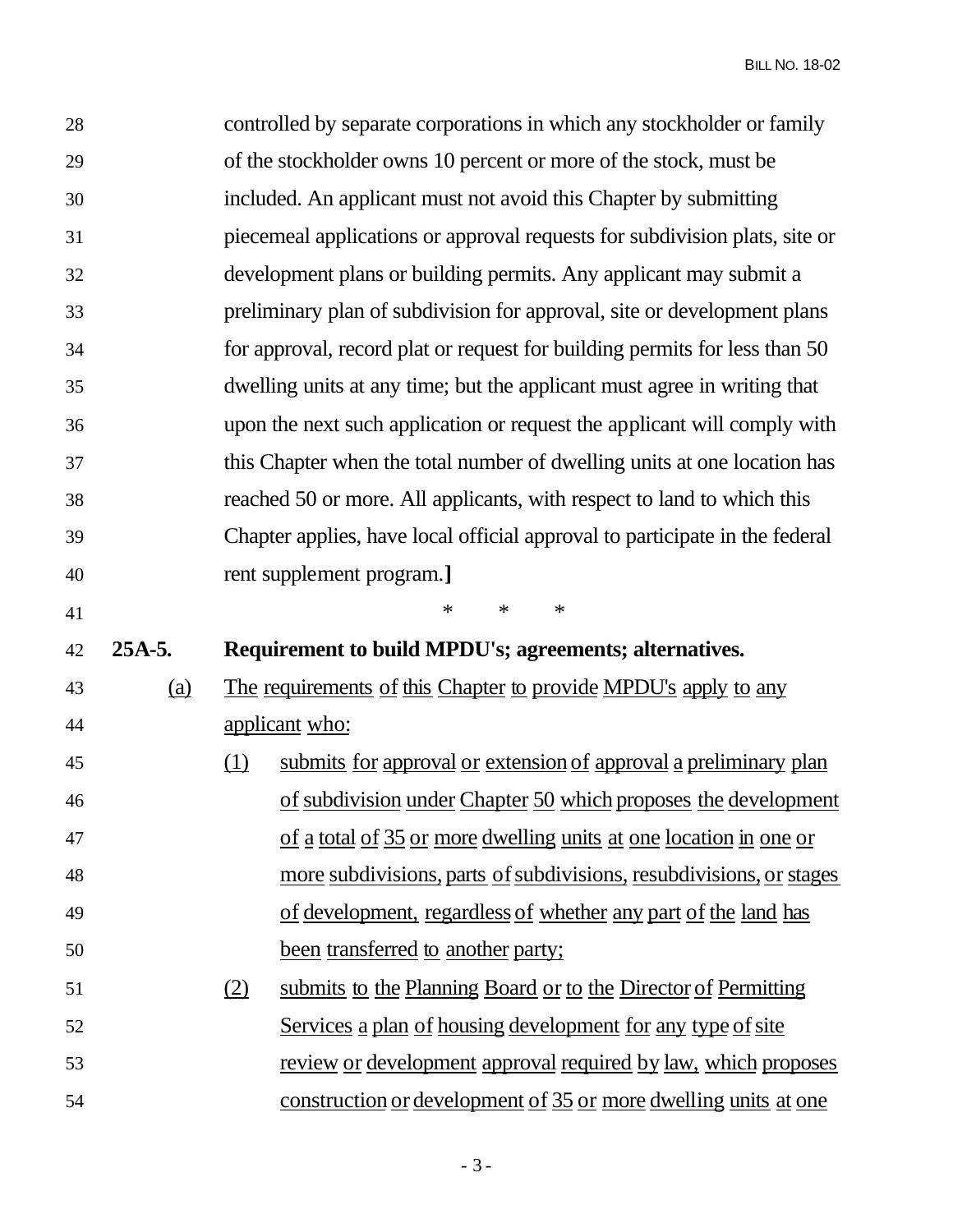controlled by separate corporations in which any stockholder or family of the stockholder owns 10 percent or more of the stock, must be included. An applicant must not avoid this Chapter by submitting piecemeal applications or approval requests for subdivision plats, site or development plans or building permits. Any applicant may submit a preliminary plan of subdivision for approval, site or development plans for approval, record plat or request for building permits for less than 50 dwelling units at any time; but the applicant must agree in writing that upon the next such application or request the applicant will comply with this Chapter when the total number of dwelling units at one location has reached 50 or more. All applicants, with respect to land to which this Chapter applies, have local official approval to participate in the federal rent supplement program.**]**

\* \* \*

**25A-5. Requirement to build MPDU's; agreements; alternatives.**

<u>(a)</u> <u>The requirements of this Chapter to provide MPDU's apply to any applicant who:</u>

<u>(1)</u> <u>submits for approval or extension of approval a preliminary plan of subdivision under Chapter 50 which proposes the development of a total of 35 or more dwelling units at one location in one or more subdivisions, parts of subdivisions, resubdivisions, or stages of development, regardless of whether any part of the land has been transferred to another party;</u>

<u>(2)</u> <u>submits to the Planning Board or to the Director of Permitting Services a plan of housing development for any type of site review or development approval required by law, which proposes construction or development of 35 or more dwelling units at one</u>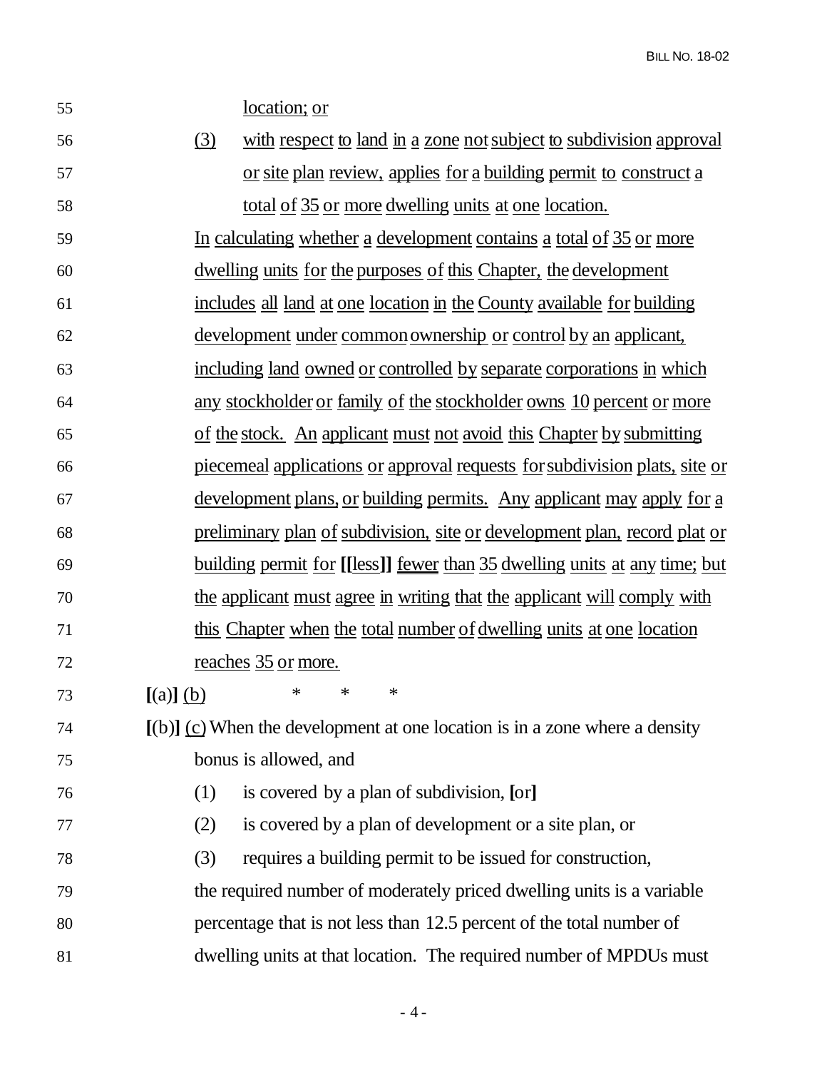location; or

(3) with respect to land in a zone not subject to subdivision approval or site plan review, applies for a building permit to construct a total of 35 or more dwelling units at one location.

In calculating whether a development contains a total of 35 or more dwelling units for the purposes of this Chapter, the development includes all land at one location in the County available for building development under common ownership or control by an applicant, including land owned or controlled by separate corporations in which any stockholder or family of the stockholder owns 10 percent or more of the stock. An applicant must not avoid this Chapter by submitting piecemeal applications or approval requests for subdivision plats, site or development plans, or building permits. Any applicant may apply for a preliminary plan of subdivision, site or development plan, record plat or building permit for **[[**less**]]** fewer than 35 dwelling units at any time; but the applicant must agree in writing that the applicant will comply with this Chapter when the total number of dwelling units at one location reaches 35 or more.

**[**(a)**]** (b) * * *

**[**(b)**]** (c) When the development at one location is in a zone where a density bonus is allowed, and

(1) is covered by a plan of subdivision, **[**or**]**

(2) is covered by a plan of development or a site plan, or

(3) requires a building permit to be issued for construction,

the required number of moderately priced dwelling units is a variable percentage that is not less than 12.5 percent of the total number of dwelling units at that location. The required number of MPDUs must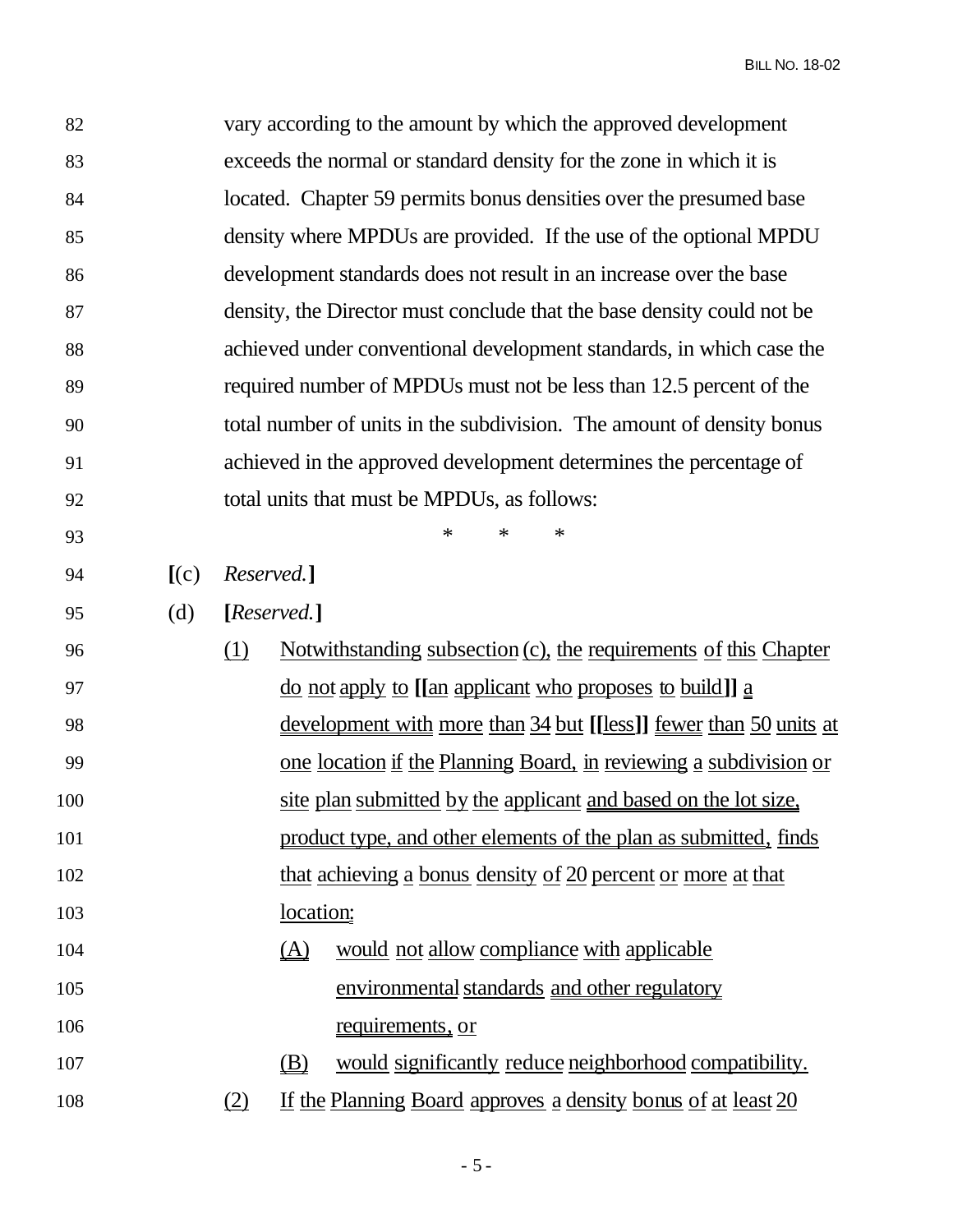vary according to the amount by which the approved development exceeds the normal or standard density for the zone in which it is located. Chapter 59 permits bonus densities over the presumed base density where MPDUs are provided. If the use of the optional MPDU development standards does not result in an increase over the base density, the Director must conclude that the base density could not be achieved under conventional development standards, in which case the required number of MPDUs must not be less than 12.5 percent of the total number of units in the subdivision. The amount of density bonus achieved in the approved development determines the percentage of total units that must be MPDUs, as follows:

\*  \*  \*

**[**(c) *Reserved.***]**

(d) **[***Reserved.***]**

(1) Notwithstanding subsection (c), the requirements of this Chapter do not apply to **[[**an applicant who proposes to build**]]** a development with more than 34 but **[[**less**]]** fewer than 50 units at one location if the Planning Board, in reviewing a subdivision or site plan submitted by the applicant and based on the lot size, product type, and other elements of the plan as submitted, finds that achieving a bonus density of 20 percent or more at that location:

(A) would not allow compliance with applicable environmental standards and other regulatory requirements, or

(B) would significantly reduce neighborhood compatibility.

(2) If the Planning Board approves a density bonus of at least 20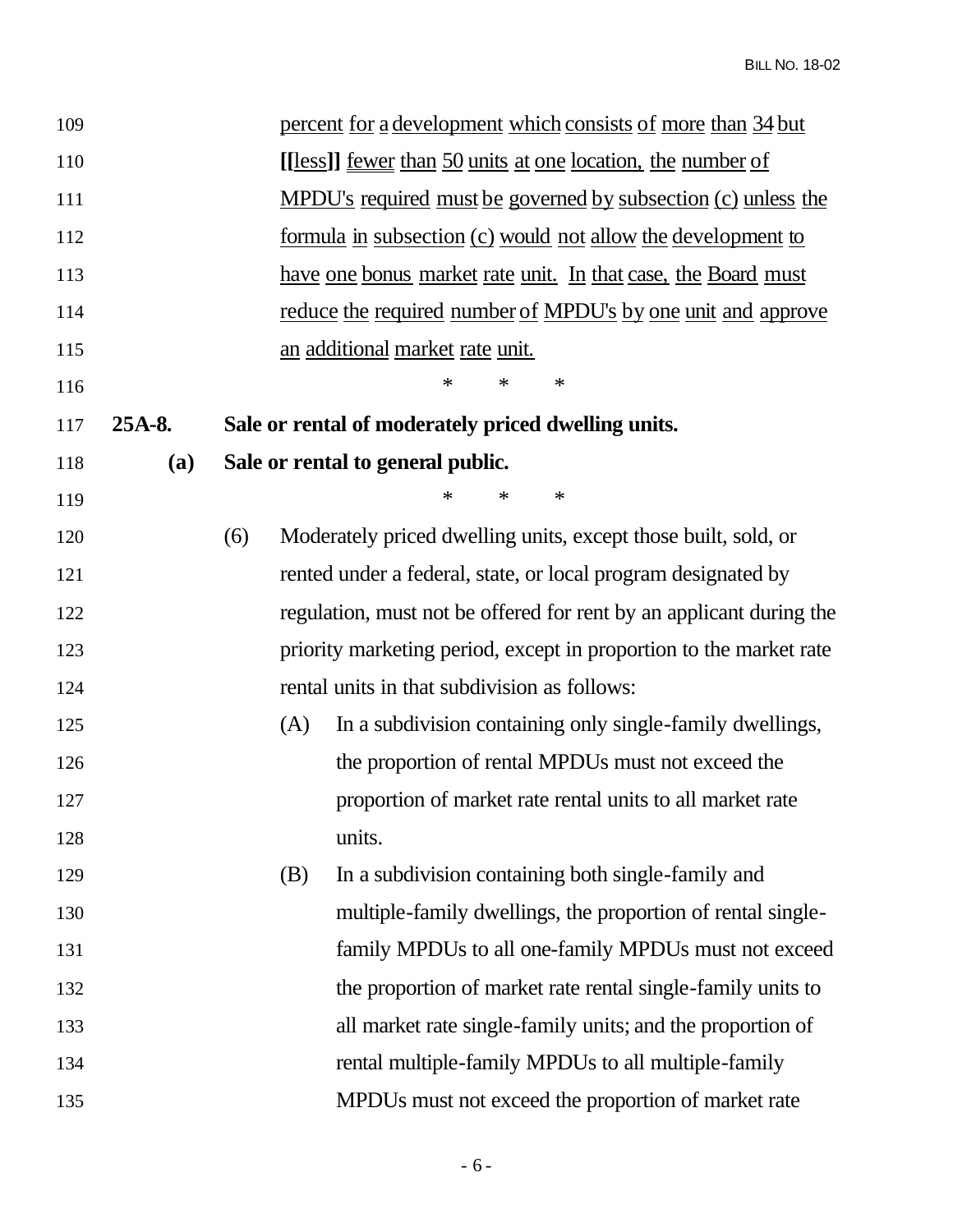percent for a development which consists of more than 34 but [[less]] fewer than 50 units at one location, the number of MPDU's required must be governed by subsection (c) unless the formula in subsection (c) would not allow the development to have one bonus market rate unit. In that case, the Board must reduce the required number of MPDU's by one unit and approve an additional market rate unit.

\* \* \*

**25A-8. Sale or rental of moderately priced dwelling units.**

**(a) Sale or rental to general public.**

\* \* \*

(6) Moderately priced dwelling units, except those built, sold, or rented under a federal, state, or local program designated by regulation, must not be offered for rent by an applicant during the priority marketing period, except in proportion to the market rate rental units in that subdivision as follows:

(A) In a subdivision containing only single-family dwellings, the proportion of rental MPDUs must not exceed the proportion of market rate rental units to all market rate units.

(B) In a subdivision containing both single-family and multiple-family dwellings, the proportion of rental single-family MPDUs to all one-family MPDUs must not exceed the proportion of market rate rental single-family units to all market rate single-family units; and the proportion of rental multiple-family MPDUs to all multiple-family MPDUs must not exceed the proportion of market rate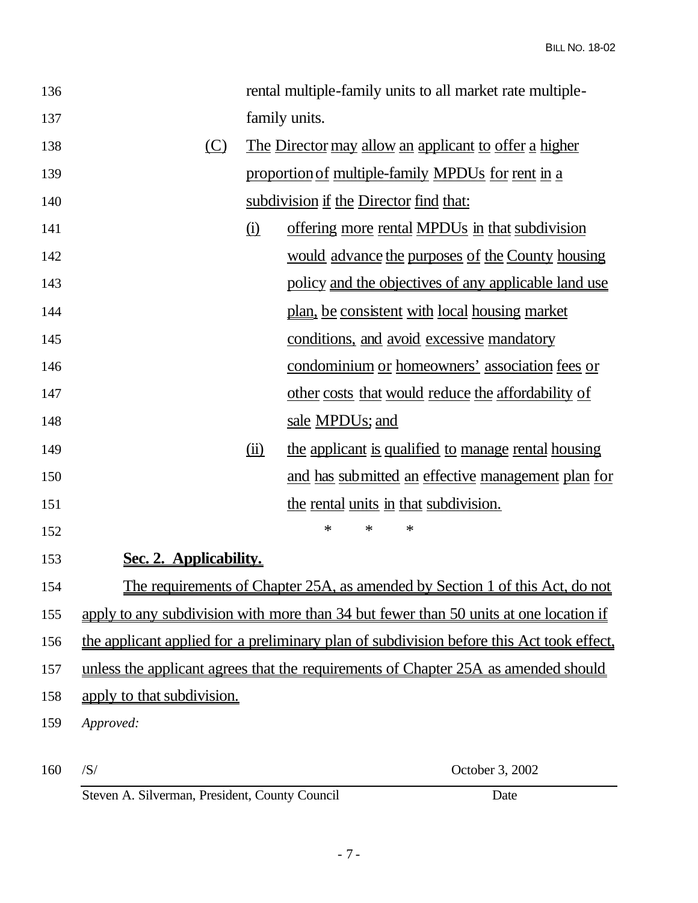rental multiple-family units to all market rate multiple-family units.

(C) The Director may allow an applicant to offer a higher proportion of multiple-family MPDUs for rent in a subdivision if the Director find that:

(i) offering more rental MPDUs in that subdivision would advance the purposes of the County housing policy and the objectives of any applicable land use plan, be consistent with local housing market conditions, and avoid excessive mandatory condominium or homeowners' association fees or other costs that would reduce the affordability of sale MPDUs; and

(ii) the applicant is qualified to manage rental housing and has submitted an effective management plan for the rental units in that subdivision.

\* \* \*

**Sec. 2. Applicability.**

The requirements of Chapter 25A, as amended by Section 1 of this Act, do not apply to any subdivision with more than 34 but fewer than 50 units at one location if the applicant applied for a preliminary plan of subdivision before this Act took effect, unless the applicant agrees that the requirements of Chapter 25A as amended should apply to that subdivision.

*Approved:*

/S/ October 3, 2002

Steven A. Silverman, President, County Council Date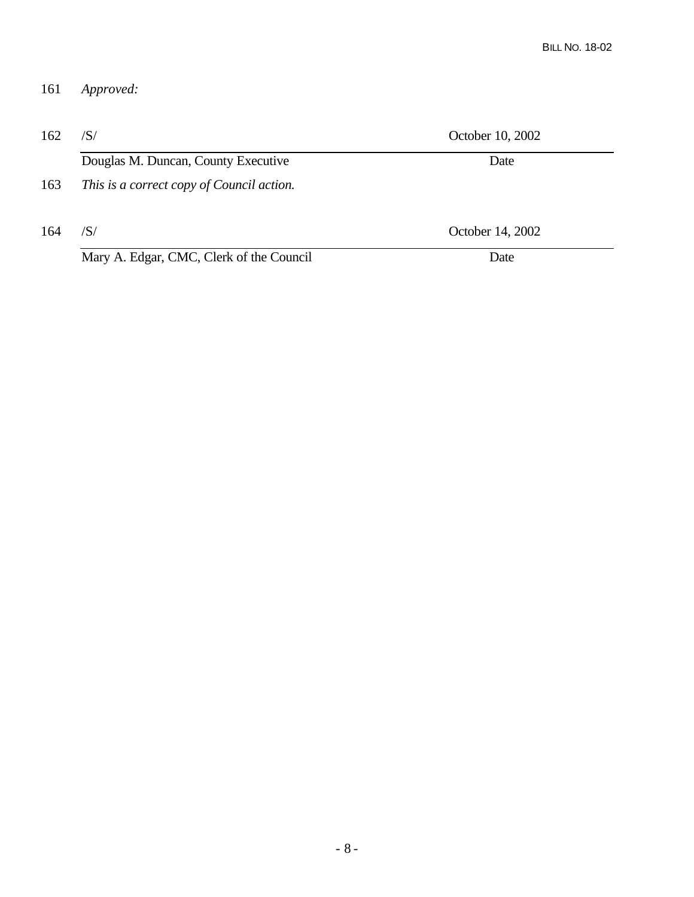161 *Approved:*

162 /S/ October 10, 2002

Douglas M. Duncan, County Executive Date

163 *This is a correct copy of Council action.*

164 /S/ October 14, 2002

Mary A. Edgar, CMC, Clerk of the Council Date